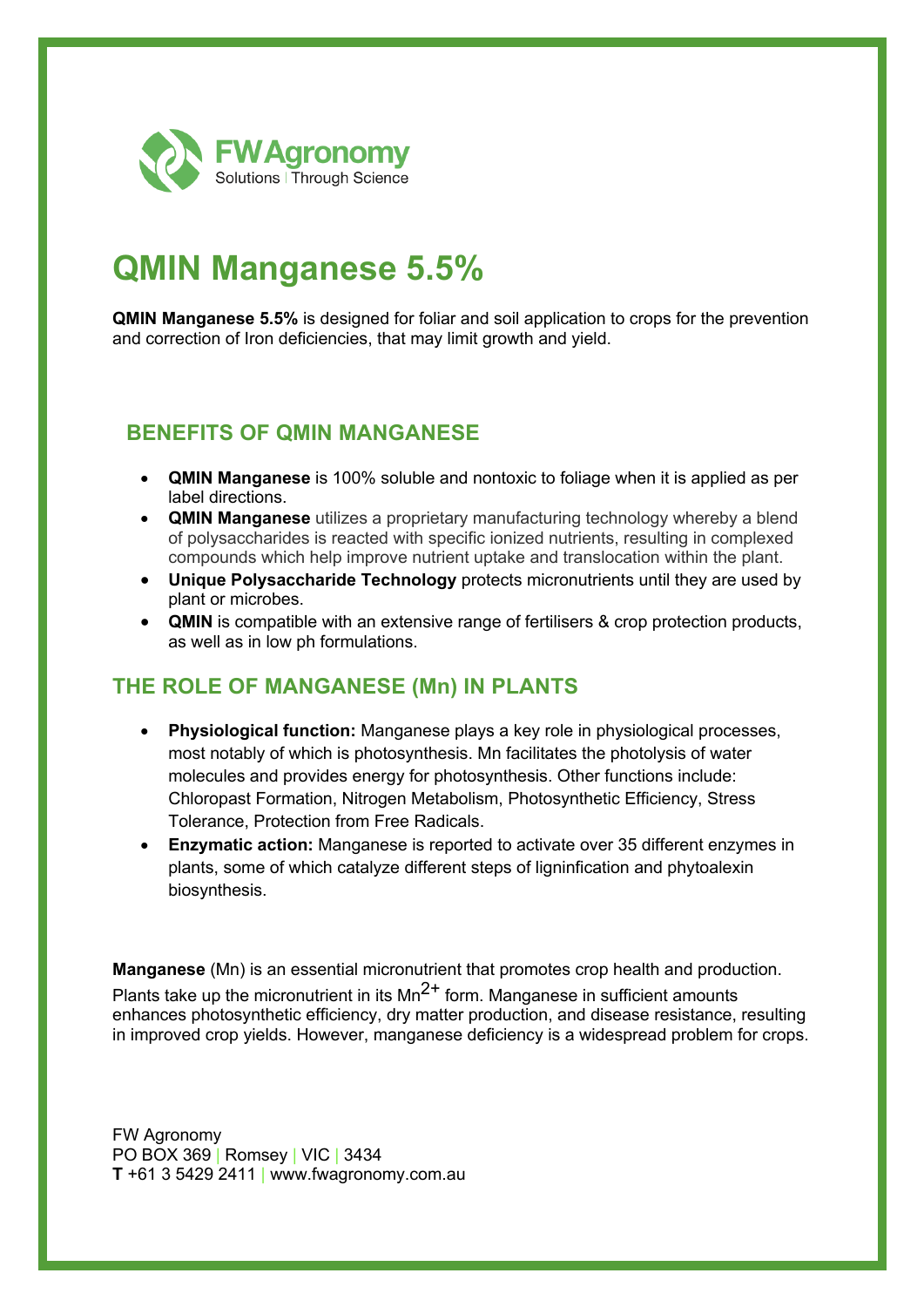FWAgronomy
Solutions | Through Science

# QMIN Manganese 5.5%

**QMIN Manganese 5.5%** is designed for foliar and soil application to crops for the prevention and correction of Iron deficiencies, that may limit growth and yield.

## BENEFITS OF QMIN MANGANESE

- **QMIN Manganese** is 100% soluble and nontoxic to foliage when it is applied as per label directions.
- **QMIN Manganese** utilizes a proprietary manufacturing technology whereby a blend of polysaccharides is reacted with specific ionized nutrients, resulting in complexed compounds which help improve nutrient uptake and translocation within the plant.
- **Unique Polysaccharide Technology** protects micronutrients until they are used by plant or microbes.
- **QMIN** is compatible with an extensive range of fertilisers & crop protection products, as well as in low ph formulations.

## THE ROLE OF MANGANESE (Mn) IN PLANTS

- **Physiological function:** Manganese plays a key role in physiological processes, most notably of which is photosynthesis. Mn facilitates the photolysis of water molecules and provides energy for photosynthesis. Other functions include: Chloropast Formation, Nitrogen Metabolism, Photosynthetic Efficiency, Stress Tolerance, Protection from Free Radicals.
- **Enzymatic action:** Manganese is reported to activate over 35 different enzymes in plants, some of which catalyze different steps of ligninfication and phytoalexin biosynthesis.

**Manganese** (Mn) is an essential micronutrient that promotes crop health and production. Plants take up the micronutrient in its $Mn^{2+}$ form. Manganese in sufficient amounts enhances photosynthetic efficiency, dry matter production, and disease resistance, resulting in improved crop yields. However, manganese deficiency is a widespread problem for crops.

FW Agronomy
PO BOX 369 | Romsey | VIC | 3434
**T** +61 3 5429 2411 | www.fwagronomy.com.au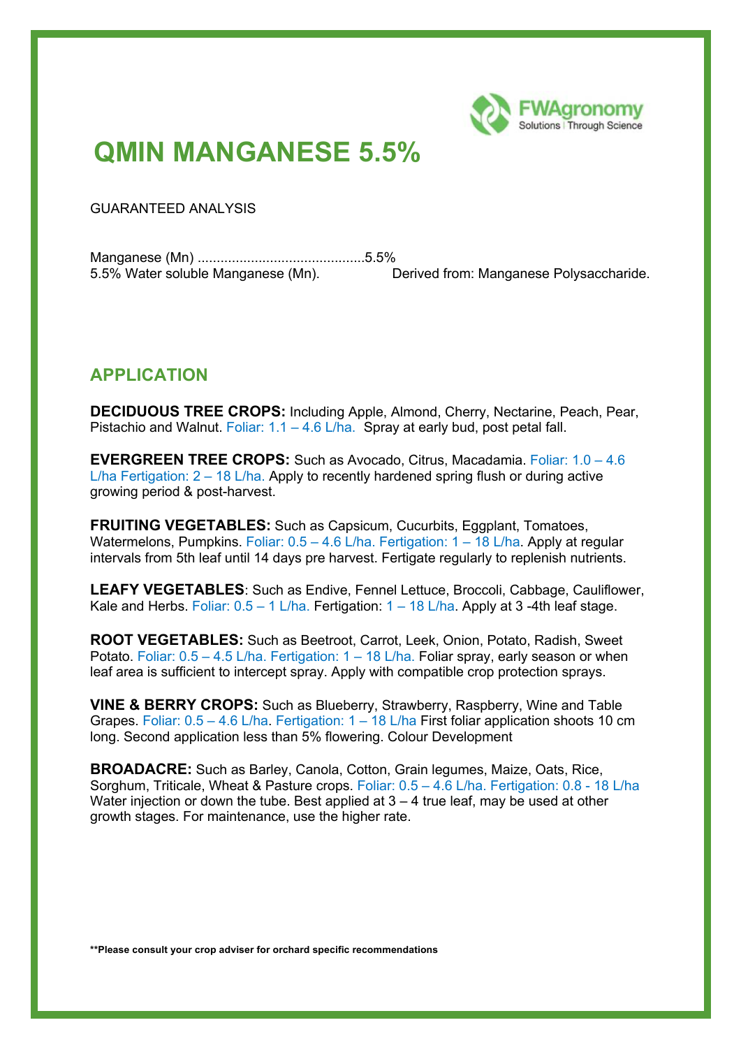FWAgronomy
Solutions | Through Science

# QMIN MANGANESE 5.5%

GUARANTEED ANALYSIS

Manganese (Mn) ...........................................5.5%
5.5% Water soluble Manganese (Mn). Derived from: Manganese Polysaccharide.

## APPLICATION

**DECIDUOUS TREE CROPS:** Including Apple, Almond, Cherry, Nectarine, Peach, Pear, Pistachio and Walnut. Foliar: 1.1 – 4.6 L/ha. Spray at early bud, post petal fall.

**EVERGREEN TREE CROPS:** Such as Avocado, Citrus, Macadamia. Foliar: 1.0 – 4.6 L/ha Fertigation: 2 – 18 L/ha. Apply to recently hardened spring flush or during active growing period & post-harvest.

**FRUITING VEGETABLES:** Such as Capsicum, Cucurbits, Eggplant, Tomatoes, Watermelons, Pumpkins. Foliar: 0.5 – 4.6 L/ha. Fertigation: 1 – 18 L/ha. Apply at regular intervals from 5th leaf until 14 days pre harvest. Fertigate regularly to replenish nutrients.

**LEAFY VEGETABLES**: Such as Endive, Fennel Lettuce, Broccoli, Cabbage, Cauliflower, Kale and Herbs. Foliar: 0.5 – 1 L/ha. Fertigation: 1 – 18 L/ha. Apply at 3 -4th leaf stage.

**ROOT VEGETABLES:** Such as Beetroot, Carrot, Leek, Onion, Potato, Radish, Sweet Potato. Foliar: 0.5 – 4.5 L/ha. Fertigation: 1 – 18 L/ha. Foliar spray, early season or when leaf area is sufficient to intercept spray. Apply with compatible crop protection sprays.

**VINE & BERRY CROPS:** Such as Blueberry, Strawberry, Raspberry, Wine and Table Grapes. Foliar: 0.5 – 4.6 L/ha. Fertigation: 1 – 18 L/ha First foliar application shoots 10 cm long. Second application less than 5% flowering. Colour Development

**BROADACRE:** Such as Barley, Canola, Cotton, Grain legumes, Maize, Oats, Rice, Sorghum, Triticale, Wheat & Pasture crops. Foliar: 0.5 – 4.6 L/ha. Fertigation: 0.8 - 18 L/ha Water injection or down the tube. Best applied at 3 – 4 true leaf, may be used at other growth stages. For maintenance, use the higher rate.

**\*\*Please consult your crop adviser for orchard specific recommendations**